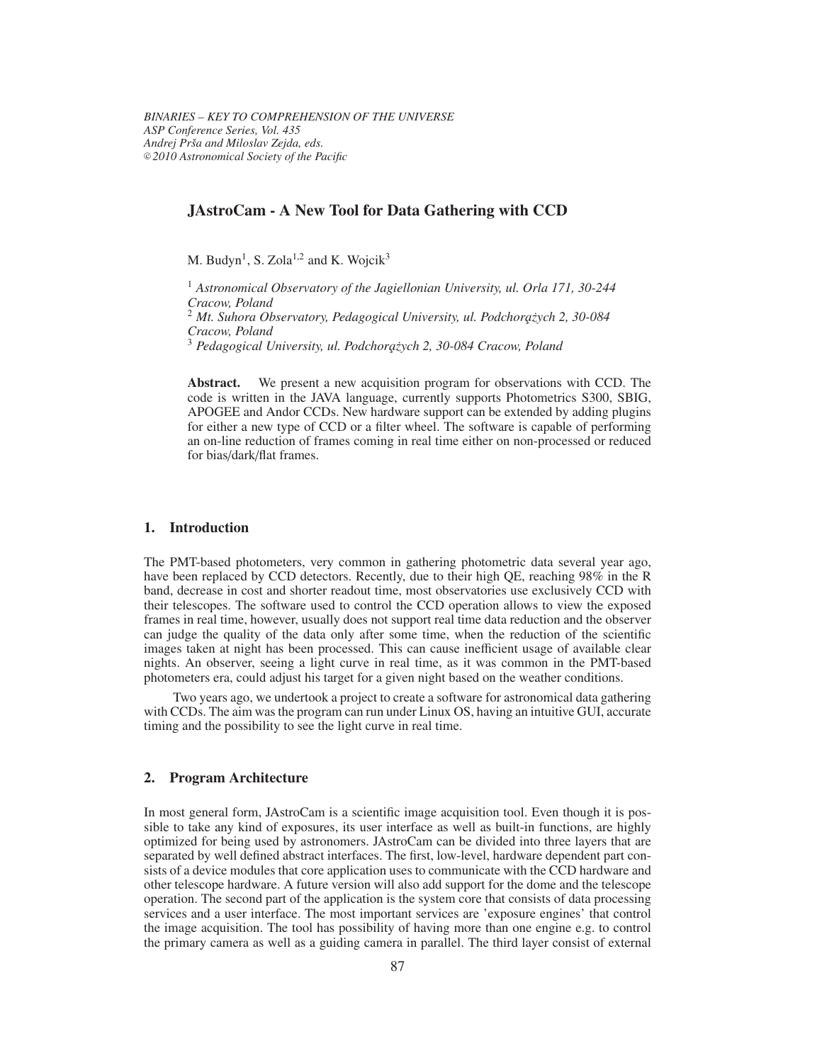# JAstroCam - A New Tool for Data Gathering with CCD

M. Budyn[1], S. Zola[1,2] and K. Wojcik[3]

[1] *Astronomical Observatory of the Jagiellonian University, ul. Orla 171, 30-244 Cracow, Poland*
[2] *Mt. Suhora Observatory, Pedagogical University, ul. Podchorążych 2, 30-084 Cracow, Poland*
[3] *Pedagogical University, ul. Podchorążych 2, 30-084 Cracow, Poland*

**Abstract.** We present a new acquisition program for observations with CCD. The code is written in the JAVA language, currently supports Photometrics S300, SBIG, APOGEE and Andor CCDs. New hardware support can be extended by adding plugins for either a new type of CCD or a filter wheel. The software is capable of performing an on-line reduction of frames coming in real time either on non-processed or reduced for bias/dark/flat frames.

## 1. Introduction

The PMT-based photometers, very common in gathering photometric data several year ago, have been replaced by CCD detectors. Recently, due to their high QE, reaching 98% in the R band, decrease in cost and shorter readout time, most observatories use exclusively CCD with their telescopes. The software used to control the CCD operation allows to view the exposed frames in real time, however, usually does not support real time data reduction and the observer can judge the quality of the data only after some time, when the reduction of the scientific images taken at night has been processed. This can cause inefficient usage of available clear nights. An observer, seeing a light curve in real time, as it was common in the PMT-based photometers era, could adjust his target for a given night based on the weather conditions.

Two years ago, we undertook a project to create a software for astronomical data gathering with CCDs. The aim was the program can run under Linux OS, having an intuitive GUI, accurate timing and the possibility to see the light curve in real time.

## 2. Program Architecture

In most general form, JAstroCam is a scientific image acquisition tool. Even though it is possible to take any kind of exposures, its user interface as well as built-in functions, are highly optimized for being used by astronomers. JAstroCam can be divided into three layers that are separated by well defined abstract interfaces. The first, low-level, hardware dependent part consists of a device modules that core application uses to communicate with the CCD hardware and other telescope hardware. A future version will also add support for the dome and the telescope operation. The second part of the application is the system core that consists of data processing services and a user interface. The most important services are 'exposure engines' that control the image acquisition. The tool has possibility of having more than one engine e.g. to control the primary camera as well as a guiding camera in parallel. The third layer consist of external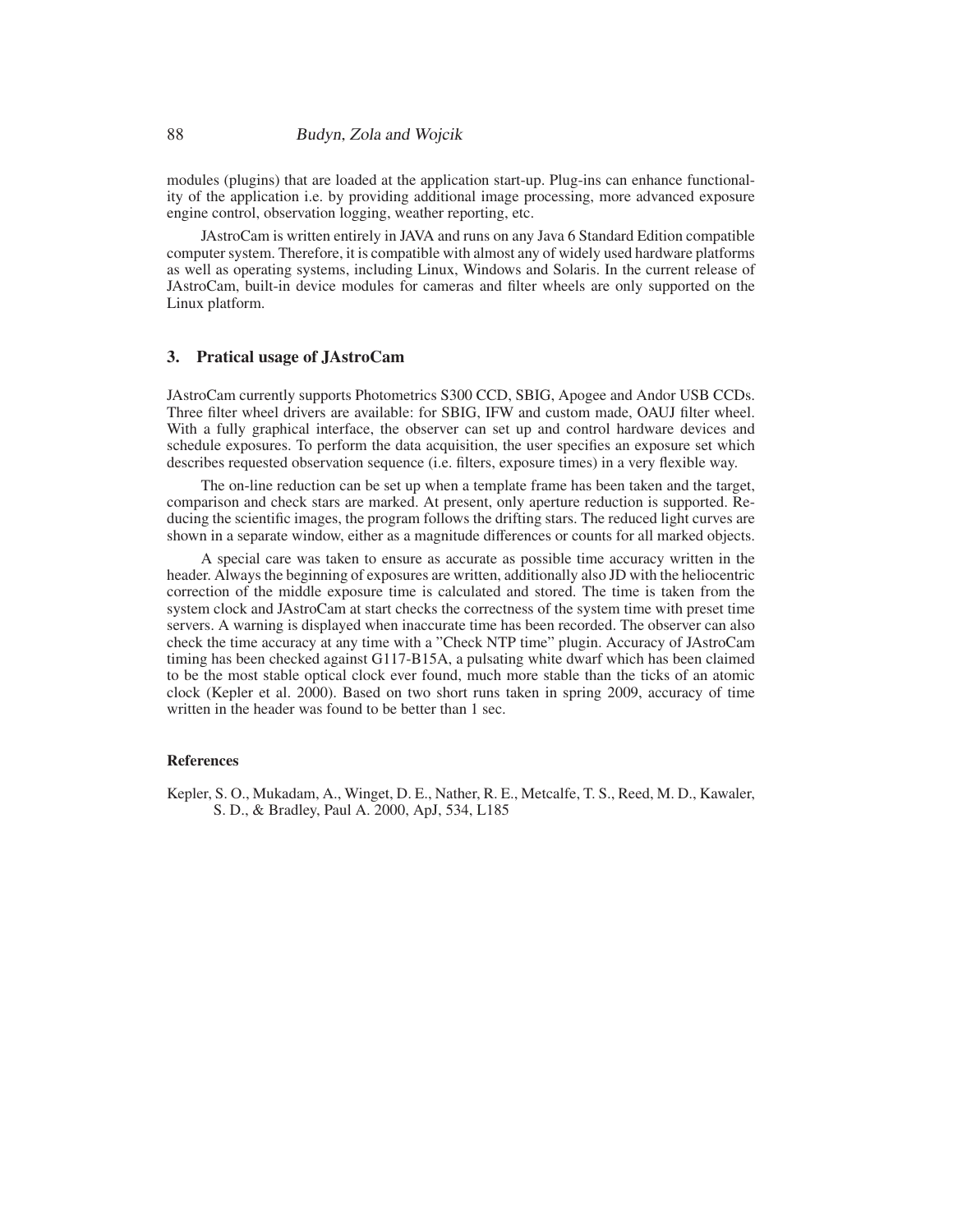modules (plugins) that are loaded at the application start-up. Plug-ins can enhance functionality of the application i.e. by providing additional image processing, more advanced exposure engine control, observation logging, weather reporting, etc.

JAstroCam is written entirely in JAVA and runs on any Java 6 Standard Edition compatible computer system. Therefore, it is compatible with almost any of widely used hardware platforms as well as operating systems, including Linux, Windows and Solaris. In the current release of JAstroCam, built-in device modules for cameras and filter wheels are only supported on the Linux platform.

## 3. Pratical usage of JAstroCam

JAstroCam currently supports Photometrics S300 CCD, SBIG, Apogee and Andor USB CCDs. Three filter wheel drivers are available: for SBIG, IFW and custom made, OAUJ filter wheel. With a fully graphical interface, the observer can set up and control hardware devices and schedule exposures. To perform the data acquisition, the user specifies an exposure set which describes requested observation sequence (i.e. filters, exposure times) in a very flexible way.

The on-line reduction can be set up when a template frame has been taken and the target, comparison and check stars are marked. At present, only aperture reduction is supported. Reducing the scientific images, the program follows the drifting stars. The reduced light curves are shown in a separate window, either as a magnitude differences or counts for all marked objects.

A special care was taken to ensure as accurate as possible time accuracy written in the header. Always the beginning of exposures are written, additionally also JD with the heliocentric correction of the middle exposure time is calculated and stored. The time is taken from the system clock and JAstroCam at start checks the correctness of the system time with preset time servers. A warning is displayed when inaccurate time has been recorded. The observer can also check the time accuracy at any time with a "Check NTP time" plugin. Accuracy of JAstroCam timing has been checked against G117-B15A, a pulsating white dwarf which has been claimed to be the most stable optical clock ever found, much more stable than the ticks of an atomic clock (Kepler et al. 2000). Based on two short runs taken in spring 2009, accuracy of time written in the header was found to be better than 1 sec.

### References

Kepler, S. O., Mukadam, A., Winget, D. E., Nather, R. E., Metcalfe, T. S., Reed, M. D., Kawaler, S. D., & Bradley, Paul A. 2000, ApJ, 534, L185